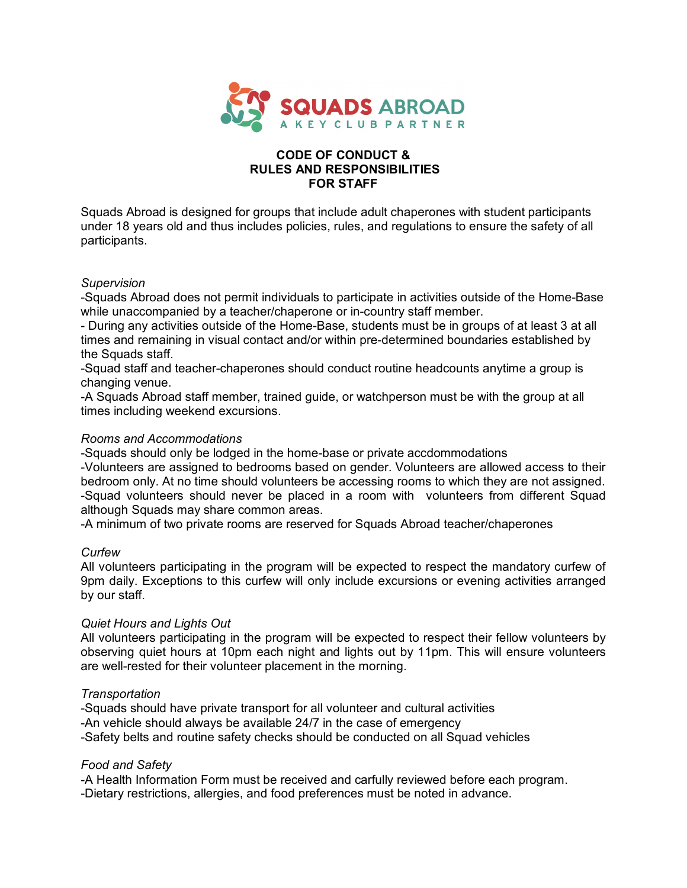SQUADS ABROAD
A KEY CLUB PARTNER

# CODE OF CONDUCT & RULES AND RESPONSIBILITIES FOR STAFF

Squads Abroad is designed for groups that include adult chaperones with student participants under 18 years old and thus includes policies, rules, and regulations to ensure the safety of all participants.

*Supervision*

-Squads Abroad does not permit individuals to participate in activities outside of the Home-Base while unaccompanied by a teacher/chaperone or in-country staff member.
- During any activities outside of the Home-Base, students must be in groups of at least 3 at all times and remaining in visual contact and/or within pre-determined boundaries established by the Squads staff.
-Squad staff and teacher-chaperones should conduct routine headcounts anytime a group is changing venue.
-A Squads Abroad staff member, trained guide, or watchperson must be with the group at all times including weekend excursions.

*Rooms and Accommodations*

-Squads should only be lodged in the home-base or private accdommodations
-Volunteers are assigned to bedrooms based on gender. Volunteers are allowed access to their bedroom only. At no time should volunteers be accessing rooms to which they are not assigned.
-Squad volunteers should never be placed in a room with volunteers from different Squad although Squads may share common areas.
-A minimum of two private rooms are reserved for Squads Abroad teacher/chaperones

*Curfew*

All volunteers participating in the program will be expected to respect the mandatory curfew of 9pm daily. Exceptions to this curfew will only include excursions or evening activities arranged by our staff.

*Quiet Hours and Lights Out*

All volunteers participating in the program will be expected to respect their fellow volunteers by observing quiet hours at 10pm each night and lights out by 11pm. This will ensure volunteers are well-rested for their volunteer placement in the morning.

*Transportation*

-Squads should have private transport for all volunteer and cultural activities
-An vehicle should always be available 24/7 in the case of emergency
-Safety belts and routine safety checks should be conducted on all Squad vehicles

*Food and Safety*

-A Health Information Form must be received and carfully reviewed before each program.
-Dietary restrictions, allergies, and food preferences must be noted in advance.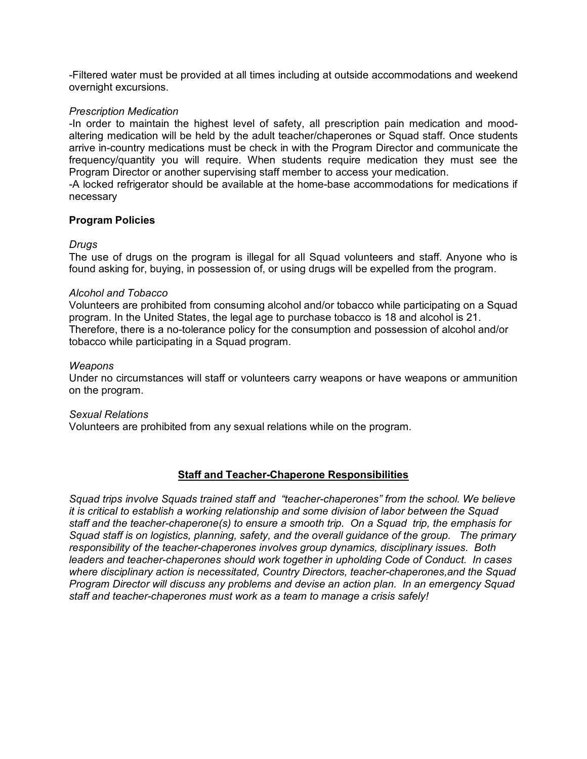-Filtered water must be provided at all times including at outside accommodations and weekend overnight excursions.

*Prescription Medication*

-In order to maintain the highest level of safety, all prescription pain medication and mood-altering medication will be held by the adult teacher/chaperones or Squad staff. Once students arrive in-country medications must be check in with the Program Director and communicate the frequency/quantity you will require. When students require medication they must see the Program Director or another supervising staff member to access your medication.

-A locked refrigerator should be available at the home-base accommodations for medications if necessary

**Program Policies**

*Drugs*

The use of drugs on the program is illegal for all Squad volunteers and staff. Anyone who is found asking for, buying, in possession of, or using drugs will be expelled from the program.

*Alcohol and Tobacco*

Volunteers are prohibited from consuming alcohol and/or tobacco while participating on a Squad program. In the United States, the legal age to purchase tobacco is 18 and alcohol is 21. Therefore, there is a no-tolerance policy for the consumption and possession of alcohol and/or tobacco while participating in a Squad program.

*Weapons*

Under no circumstances will staff or volunteers carry weapons or have weapons or ammunition on the program.

*Sexual Relations*

Volunteers are prohibited from any sexual relations while on the program.

## <u>Staff and Teacher-Chaperone Responsibilities</u>

*Squad trips involve Squads trained staff and "teacher-chaperones" from the school. We believe it is critical to establish a working relationship and some division of labor between the Squad staff and the teacher-chaperone(s) to ensure a smooth trip. On a Squad trip, the emphasis for Squad staff is on logistics, planning, safety, and the overall guidance of the group. The primary responsibility of the teacher-chaperones involves group dynamics, disciplinary issues. Both leaders and teacher-chaperones should work together in upholding Code of Conduct. In cases where disciplinary action is necessitated, Country Directors, teacher-chaperones,and the Squad Program Director will discuss any problems and devise an action plan. In an emergency Squad staff and teacher-chaperones must work as a team to manage a crisis safely!*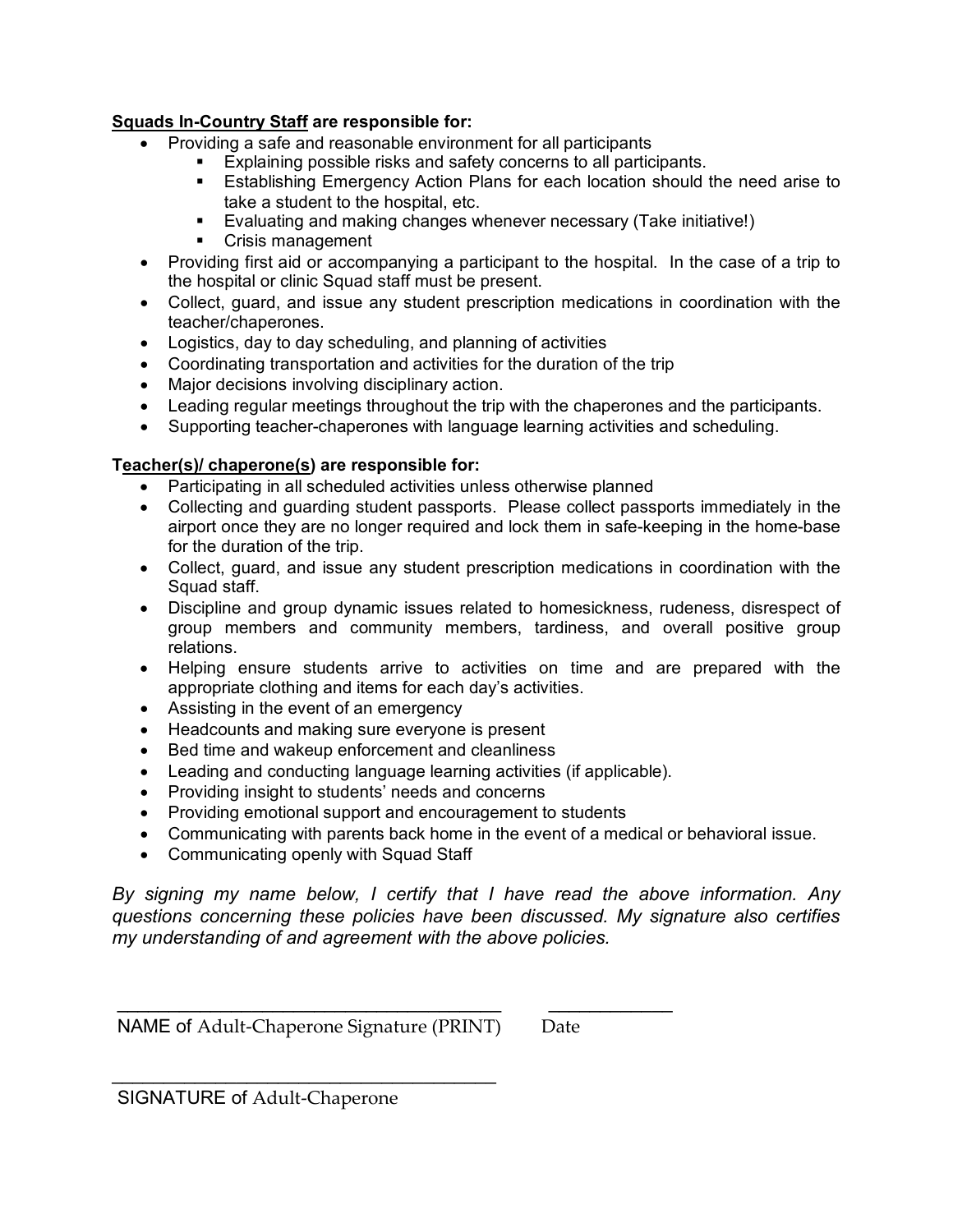**<u>Squads In-Country Staff</u> are responsible for:**

- Providing a safe and reasonable environment for all participants
  - Explaining possible risks and safety concerns to all participants.
  - Establishing Emergency Action Plans for each location should the need arise to take a student to the hospital, etc.
  - Evaluating and making changes whenever necessary (Take initiative!)
  - Crisis management
- Providing first aid or accompanying a participant to the hospital. In the case of a trip to the hospital or clinic Squad staff must be present.
- Collect, guard, and issue any student prescription medications in coordination with the teacher/chaperones.
- Logistics, day to day scheduling, and planning of activities
- Coordinating transportation and activities for the duration of the trip
- Major decisions involving disciplinary action.
- Leading regular meetings throughout the trip with the chaperones and the participants.
- Supporting teacher-chaperones with language learning activities and scheduling.

**T<u>eacher(s)/ chaperone(s</u>) are responsible for:**

- Participating in all scheduled activities unless otherwise planned
- Collecting and guarding student passports. Please collect passports immediately in the airport once they are no longer required and lock them in safe-keeping in the home-base for the duration of the trip.
- Collect, guard, and issue any student prescription medications in coordination with the Squad staff.
- Discipline and group dynamic issues related to homesickness, rudeness, disrespect of group members and community members, tardiness, and overall positive group relations.
- Helping ensure students arrive to activities on time and are prepared with the appropriate clothing and items for each day's activities.
- Assisting in the event of an emergency
- Headcounts and making sure everyone is present
- Bed time and wakeup enforcement and cleanliness
- Leading and conducting language learning activities (if applicable).
- Providing insight to students' needs and concerns
- Providing emotional support and encouragement to students
- Communicating with parents back home in the event of a medical or behavioral issue.
- Communicating openly with Squad Staff

*By signing my name below, I certify that I have read the above information. Any questions concerning these policies have been discussed. My signature also certifies my understanding of and agreement with the above policies.*

\_\_\_\_\_\_\_\_\_\_\_\_\_\_\_\_\_\_\_\_\_\_\_\_\_\_\_\_\_\_\_\_\_\_\_\_\_\_ \_\_\_\_\_\_\_\_\_\_\_\_

NAME of Adult-Chaperone Signature (PRINT) Date

\_\_\_\_\_\_\_\_\_\_\_\_\_\_\_\_\_\_\_\_\_\_\_\_\_\_\_\_\_\_\_\_\_\_\_\_\_\_

SIGNATURE of Adult-Chaperone